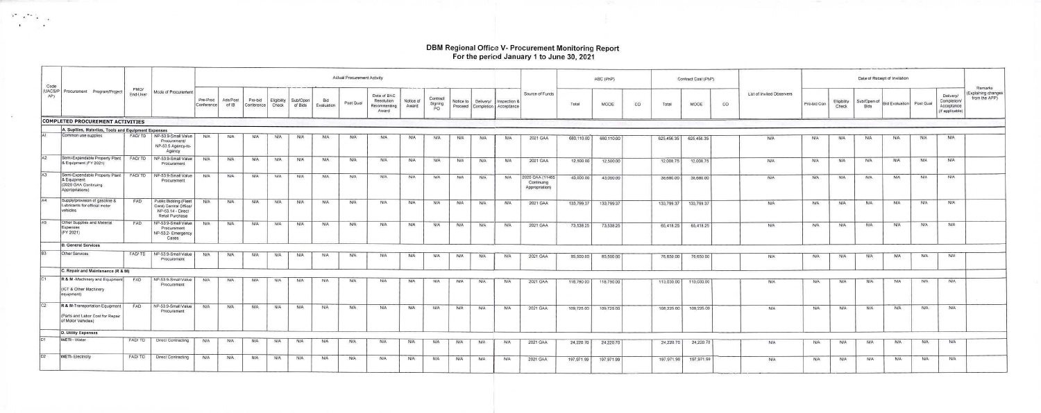# DBM Regional Office V- Procurement Monitoring Report

## For the period January 1 to June 30, 2021

| Code (UACS/PAP) | Procurement Program/Project | PMO/ End-User | Mode of Procurement | Actual Procurement Activity | | | | | | | | | | | | | Source of Funds | ABC (PhP) | | | Contract Cost (PhP) | | | List of Invited Observers | Date of Receipt of Invitation | | | | | | Remarks (Explaining changes from the APP) |
|---|---|---|---|---|---|---|---|---|---|---|---|---|---|---|---|---|---|---|---|---|---|---|---|---|---|---|---|---|---|---|---|
| | | | | Pre-Proc Conference | Ads/Post of IB | Pre-bid Conference | Eligibility Check | Sub/Open of Bids | Bid Evaluation | Post Qual | Date of BAC Resolution Recommending Award | Notice of Award | Contract Signing PO | Notice to Proceed | Delivery/ Completion | Inspection & Acceptance | | Total | MOOE | CO | Total | MOOE | CO | | Pre-bid Con | Eligibility Check | Sub/Open of Bids | Bid Evaluation | Post Qual | Delivery/ Completion/ Acceptance (if applicable) | |
| **COMPLETED PROCUREMENT ACTIVITIES** | | | | | | | | | | | | | | | | | | | | | | | | | | | | | | | |
| **A. Supplies, Materials, Tools and Equipment Expenses** | | | | | | | | | | | | | | | | | | | | | | | | | | | | | | | |
| A1 | Common use supplies | FAD/ TD | NP-53.9-Small Value Procurement/ NP-53.5 Agency-to-Agency | N/A | N/A | N/A | N/A | N/A | N/A | N/A | N/A | N/A | N/A | N/A | N/A | N/A | 2021 GAA | 680,110.00 | 680,110.00 | | 625,456.35 | 625,456.35 | | N/A | N/A | N/A | N/A | N/A | N/A | N/A | |
| A2 | Semi-Expendable Property Plant & Equipment (FY 2021) | FAD/ TD | NP-53.9-Small Value Procurement | N/A | N/A | N/A | N/A | N/A | N/A | N/A | N/A | N/A | N/A | N/A | N/A | N/A | 2021 GAA | 12,500.00 | 12,500.00 | | 12,008.75 | 12,008.75 | | N/A | N/A | N/A | N/A | N/A | N/A | N/A | |
| A3 | Semi-Expendable Property Plant & Equipment (2020 GAA Continuing Appropriations) | FAD/ TD | NP-53.9-Small Value Procurement | N/A | N/A | N/A | N/A | N/A | N/A | N/A | N/A | N/A | N/A | N/A | N/A | N/A | 2020 GAA (11465 Continuing Appropriation) | 43,000.00 | 43,000.00 | | 38,680.00 | 38,680.00 | | N/A | N/A | N/A | N/A | N/A | N/A | N/A | |
| A4 | Supply/provision of gasoline & Lubricants for official motor vehicles | FAD | Public Bidding (Fleet Card) Central Office/ NP-53.14 - Direct Retail Purchase | N/A | N/A | N/A | N/A | N/A | N/A | N/A | N/A | N/A | N/A | N/A | N/A | N/A | 2021 GAA | 133,799.37 | 133,799.37 | | 133,799.37 | 133,799.37 | | N/A | N/A | N/A | N/A | N/A | N/A | N/A | |
| A5 | Other Supplies and Material Expenses (FY 2021) | FAD | NP-53.9-Small Value Procurement NP-53.2- Emergency Cases | N/A | N/A | N/A | N/A | N/A | N/A | N/A | N/A | N/A | N/A | N/A | N/A | N/A | 2021 GAA | 73,538.25 | 73,538.25 | | 65,418.25 | 65,418.25 | | N/A | N/A | N/A | N/A | N/A | N/A | N/A | |
| **B. General Services** | | | | | | | | | | | | | | | | | | | | | | | | | | | | | | | |
| B3 | Other Services | FAD/ TD | NP-53.9-Small Value Procurement | N/A | N/A | N/A | N/A | N/A | N/A | N/A | N/A | N/A | N/A | N/A | N/A | N/A | 2021 GAA | 85,500.00 | 85,500.00 | | 76,650.00 | 76,650.00 | | N/A | N/A | N/A | N/A | N/A | N/A | N/A | |
| **C. Repair and Maintenance (R & M)** | | | | | | | | | | | | | | | | | | | | | | | | | | | | | | | |
| C1 | R & M -Machinery and Equipment (ICT & Other Machinery equipment) | FAD | NP-53.9-Small Value Procurement | N/A | N/A | N/A | N/A | N/A | N/A | N/A | N/A | N/A | N/A | N/A | N/A | N/A | 2021 GAA | 118,790.00 | 118,790.00 | | 113,030.00 | 113,030.00 | | N/A | N/A | N/A | N/A | N/A | N/A | N/A | |
| C2 | R & M-Transportation Equipment (Parts and Labor Cost for Repair of Motor Vehicles) | FAD | NP-53.9-Small Value Procurement | N/A | N/A | N/A | N/A | N/A | N/A | N/A | N/A | N/A | N/A | N/A | N/A | N/A | 2021 GAA | 109,725.00 | 109,725.00 | | 108,225.00 | 108,225.00 | | N/A | N/A | N/A | N/A | N/A | N/A | N/A | |
| **D. Utility Expenses** | | | | | | | | | | | | | | | | | | | | | | | | | | | | | | | |
| D1 | WETI- Water | FAD/ TD | Direct Contracting | N/A | N/A | N/A | N/A | N/A | N/A | N/A | N/A | N/A | N/A | N/A | N/A | N/A | 2021 GAA | 24,220.70 | 24,220.70 | | 24,220.70 | 24,220.70 | | N/A | N/A | N/A | N/A | N/A | N/A | N/A | |
| D2 | WETI- Electricity | FAD/ TD | Direct Contracting | N/A | N/A | N/A | N/A | N/A | N/A | N/A | N/A | N/A | N/A | N/A | N/A | N/A | 2021 GAA | 197,971.99 | 197,971.99 | | 197,971.99 | 197,971.99 | | N/A | N/A | N/A | N/A | N/A | N/A | N/A | |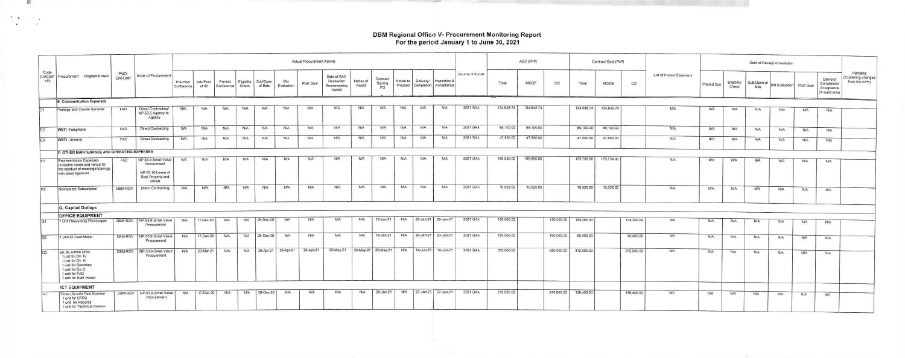# DBM Regional Office V- Procurement Monitoring Report
## For the period January 1 to June 30, 2021

| Code (UACS/PAP) | Procurement Program/Project | PMO/ End-User | Mode of Procurement | Actual Procurement Activity | | | | | | | | | | | | | Source of Funds | ABC (PhP) | | | Contract Cost (PhP) | | | List of Invited Observers | Date of Receipt of Invitation | | | | | | Remarks (Explaining changes from the APP) |
|---|---|---|---|---|---|---|---|---|---|---|---|---|---|---|---|---|---|---|---|---|---|---|---|---|---|---|---|---|---|---|---|
| | | | | Pre-Proc Conference | Ads/Post of IB | Pre-bid Conference | Eligibility Check | Sub/Open of Bids | Bid Evaluation | Post Qual | Date of BAC Resolution Recommending Award | Notice of Award | Contract Signing PO | Notice to Proceed | Delivery/ Completion | Inspection & Acceptance | | Total | MOOE | CO | Total | MOOE | CO | | Pre-bid Con | Eligibility Check | Sub/Open of Bids | Bid Evaluation | Post Qual | Delivery/ Completion/ Acceptance (If applicable) | |
| **E. Communication Expenses** | | | | | | | | | | | | | | | | | | | | | | | | | | | | | | | |
| E1 | Postage and Courier Services | FAD | Direct Contracting/ NP-53.5 Agency-to-Agency | N/A | N/A | N/A | N/A | N/A | N/A | N/A | N/A | N/A | N/A | N/A | N/A | N/A | 2021 GAA | 134,648.74 | 134,648.74 | | 134,648.74 | 134,648.74 | | N/A | N/A | N/A | N/A | N/A | N/A | N/A | |
| E2 | WETI -Telephone | FAD | Direct Contracting | N/A | N/A | N/A | N/A | N/A | N/A | N/A | N/A | N/A | N/A | N/A | N/A | N/A | 2021 GAA | 89,100.00 | 89,100.00 | | 89,100.00 | 89,100.00 | | N/A | N/A | N/A | N/A | N/A | N/A | N/A | |
| E3 | WETI - Internet | FAD | Direct Contracting | N/A | N/A | N/A | N/A | N/A | N/A | N/A | N/A | N/A | N/A | N/A | N/A | N/A | 2021 GAA | 47,500.00 | 47,500.00 | | 47,500.00 | 47,500.00 | | N/A | N/A | N/A | N/A | N/A | N/A | N/A | |
| **F. OTHER MAINTENANCE AND OPERATING EXPENSES** | | | | | | | | | | | | | | | | | | | | | | | | | | | | | | | |
| F1 | Representation Expenses (includes meals and venue for the conduct of meetings/trainings with client agencies | FAD | NP-53.9-Small Value Procurement NP-53.10 Lease of Real Property and venue | N/A | N/A | N/A | N/A | N/A | N/A | N/A | N/A | N/A | N/A | N/A | N/A | N/A | 2021 GAA | 199,850.00 | 199,850.00 | | 175,739.00 | 175,739.00 | | N/A | N/A | N/A | N/A | N/A | N/A | N/A | |
| F2 | Newspaper Subscription | DBM-ROV | Direct Contracting | N/A | N/A | N/A | N/A | N/A | N/A | N/A | N/A | N/A | N/A | N/A | N/A | N/A | 2021 GAA | 10,028.00 | 10,028.00 | | 10,028.00 | 10,028.00 | | N/A | N/A | N/A | N/A | N/A | N/A | N/A | |
| **G. Capital Outlays** | | | | | | | | | | | | | | | | | | | | | | | | | | | | | | | |
| **OFFICE EQUIPMENT** | | | | | | | | | | | | | | | | | | | | | | | | | | | | | | | |
| G1 | 1 Unit Heavy-duty Photocopier | DBM-ROV | NP-53.9-Small Value Procurement | N/A | 17-Dec-20 | N/A | N/A | 28-Dec-20 | N/A | N/A | N/A | N/A | 18-Jan-21 | N/A | 20-Jan-21 | 20-Jan-21 | 2021 GAA | 150,000.00 | | 150,000.00 | 134,250.00 | | 134,250.00 | N/A | N/A | N/A | N/A | N/A | N/A | N/A | |
| G2 | 1 Unit ID Card Maker | DBM-ROV | NP-53.9-Small Value Procurement | N/A | 17-Dec-20 | N/A | N/A | 28-Dec-20 | N/A | N/A | N/A | N/A | 18-Jan-21 | N/A | 20-Jan-21 | 20-Jan-21 | 2021 GAA | 160,000.00 | | 160,000.00 | 80,000.00 | | 80,000.00 | N/A | N/A | N/A | N/A | N/A | N/A | N/A | |
| G3 | Six (6) Aircon Units 1 unit for Dir. IV 1 unit for Dir. III 1 unit for Secretary 1 unit for Div C 1 unit for FAD 1 unit for Staff House | DBM-ROV | NP-53.9-Small Value Procurement | N/A | 23-Mar-21 | N/A | N/A | 29-Apr-21 | 29-Apr-21 | 29-Apr-21 | 26-May-21 | 26-May-21 | 26-May-21 | N/A | 14-Jun-21 | 14-Jun-21 | 2021 GAA | 350,000.00 | | 350,000.00 | 312,000.00 | | 312,000.00 | N/A | N/A | N/A | N/A | N/A | N/A | N/A | |
| **ICT EQUIPMENT** | | | | | | | | | | | | | | | | | | | | | | | | | | | | | | | |
| H1 | Three (3) units Fast Scanner 1 unit for CPRU 1 unit for Records 1 unit for Technical Division | DBM-ROV | NP-53.9-Small Value Procurement | N/A | 17-Dec-20 | N/A | N/A | 28-Dec-20 | N/A | N/A | N/A | N/A | 20-Jan-21 | N/A | 27-Jan-21 | 27-Jan-21 | 2021 GAA | 210,000.00 | | 210,000.00 | 158,400.00 | | 158,400.00 | N/A | N/A | N/A | N/A | N/A | N/A | N/A | |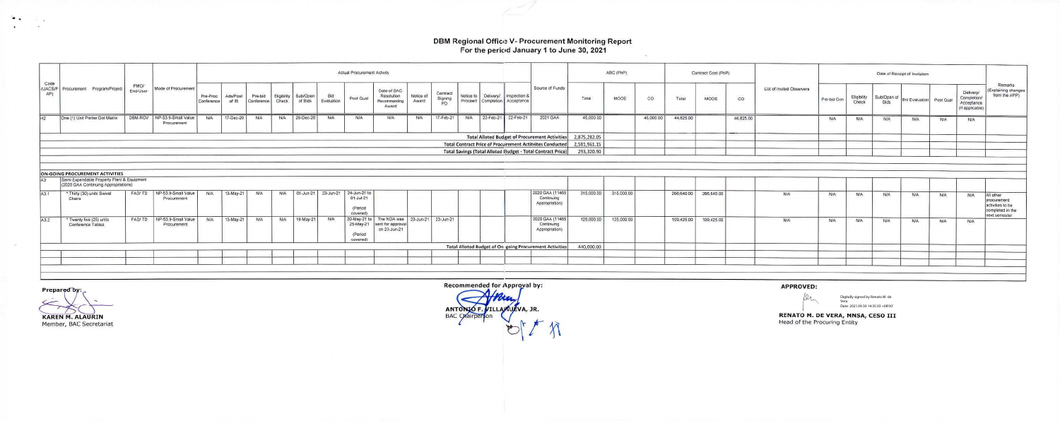# DBM Regional Office V- Procurement Monitoring Report

## For the period January 1 to June 30, 2021

| Code (UACS/PAP) | Procurement Program/Project | PMO/End-User | Mode of Procurement | Actual Procurement Activity | | | | | | | | | | | | | Source of Funds | ABC (PhP) | | | Contract Cost (PhP) | | | List of Invited Observers | Date of Receipt of Invitation | | | | | | Remarks (Explaining changes from the APP) |
|---|---|---|---|---|---|---|---|---|---|---|---|---|---|---|---|---|---|---|---|---|---|---|---|---|---|---|---|---|---|---|---|
| | | | | Pre-Proc Conference | Ads/Post of IB | Pre-bid Conference | Eligibility Check | Sub/Open of Bids | Bid Evaluation | Post Qual | Date of BAC Resolution Recommending Award | Notice of Award | Contract Signing PO | Notice to Proceed | Delivery/ Completion | Inspection & Acceptance | | Total | MOOE | CO | Total | MOOE | CO | | Pre-bid Con | Eligibility Check | Sub/Open of Bids | Bid Evaluation | Post Qual | Delivery/ Completion/ Acceptance (If applicable) | |
| H2 | One (1) Unit Printer Dot Matrix | DBM-ROV | NP-53.9-Small Value Procurement | N/A | 17-Dec-20 | N/A | N/A | 28-Dec-20 | N/A | N/A | N/A | N/A | 17-Feb-21 | N/A | 22-Feb-21 | 22-Feb-21 | 2021 GAA | 45,000.00 | | 45,000.00 | 44,825.00 | | 44,825.00 | | N/A | N/A | N/A | N/A | N/A | N/A | |
| | | | | | | | | | | | | | | | | | Total Alloted Budget of Procurement Activities | 2,875,282.05 | | | | | | | | | | | | | |
| | | | | | | | | | | | | | | | | | Total Contract Price of Procurement Activites Conducted | 2,581,961.15 | | | | | | | | | | | | | |
| | | | | | | | | | | | | | | | | | Total Savings (Total Alloted Budget - Total Contract Price) | 293,320.90 | | | | | | | | | | | | | |
| **ON-GOING PROCUREMENT ACTIVITIES** | | | | | | | | | | | | | | | | | | | | | | | | | | | | | | | |
| A3 | Semi-Expendable Property Plant & Equipment (2020 GAA Continuing Appropriations) | | | | | | | | | | | | | | | | | | | | | | | | | | | | | | |
| A3.1 | * Thirty (30) units Swivel Chairs | FAD/ TD | NP-53.9-Small Value Procurement | N/A | 13-May-21 | N/A | N/A | 01-Jun-21 | 23-Jun-21 | 24-Jun-21 to 01-Jul-21 (Period covered) | | | | | | | 2020 GAA (11465 Continuing Appropriation) | 315,000.00 | 315,000.00 | | 266,640.00 | 266,640.00 | | N/A | N/A | N/A | N/A | N/A | N/A | N/A | All other procurement activities to be completed in the next semester |
| A3.2 | * Twenty five (25) units Conference Tables | FAD/ TD | NP-53.9-Small Value Procurement | N/A | 13-May-21 | N/A | N/A | 19-May-21 | N/A | 20-May-21 to 25-May-21 (Period covered) | The NOA was sent for approval on 23-Jun-21 | 23-Jun-21 | 23-Jun-21 | | | | 2020 GAA (11465 Continuing Appropriation) | 125,000.00 | 125,000.00 | | 109,425.00 | 109,425.00 | | N/A | N/A | N/A | N/A | N/A | N/A | N/A | |
| | | | | | | | | | | | | | | | | | Total Alloted Budget of On going Procurement Activities | 440,000.00 | | | | | | | | | | | | | |

Prepared by:

**KAREN M. ALAURIN**
Member, BAC Secretariat

Recommended for Approval by:

**ANTONIO F. VILLANUEVA, JR.**
BAC Chairperson

APPROVED:

Digitally signed by Renato M. de Vera
Date: 2021.09.30 14:35:03 +08'00'

**RENATO M. DE VERA, MNSA, CESO III**
Head of the Procuring Entity